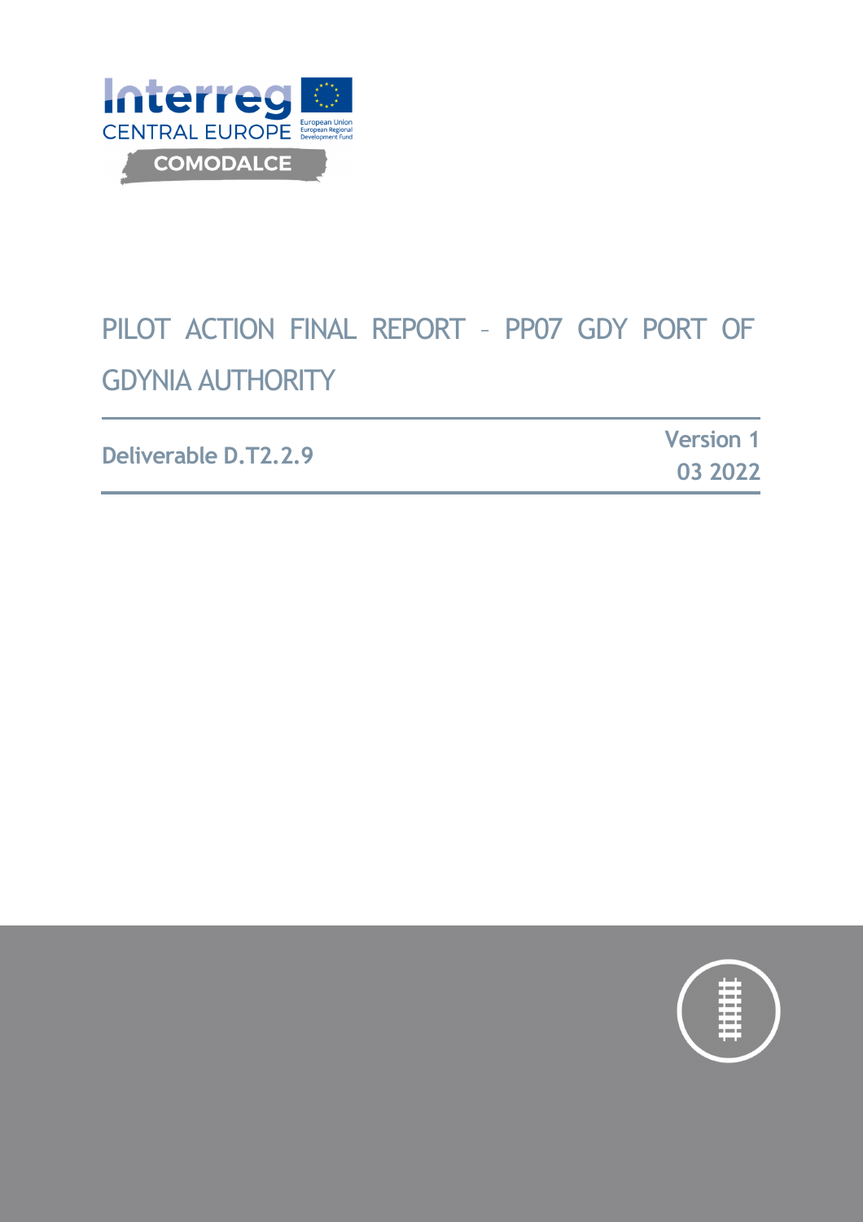Interreg
CENTRAL EUROPE

European Union
European Regional Development Fund

COMODALCE

# PILOT ACTION FINAL REPORT – PP07 GDY PORT OF GDYNIA AUTHORITY

**Deliverable D.T2.2.9**

**Version 1**
**03 2022**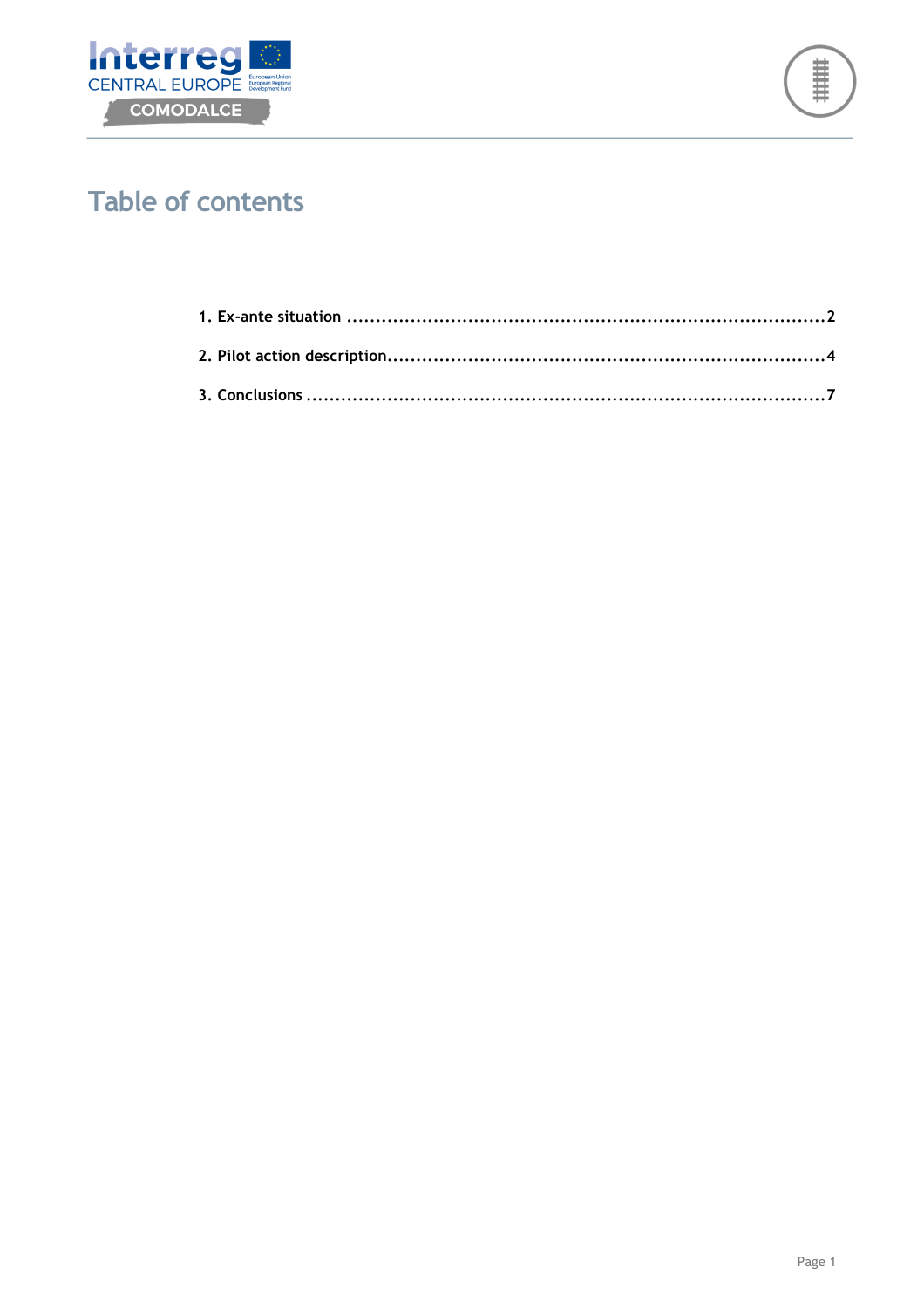# Table of contents

1. Ex-ante situation ........................................................................................2
2. Pilot action description...............................................................................4
3. Conclusions ..................................................................................................7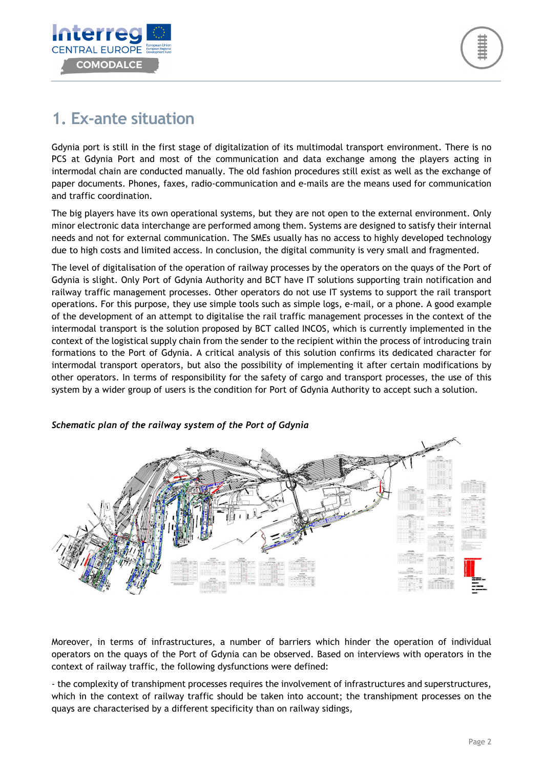# 1. Ex-ante situation

Gdynia port is still in the first stage of digitalization of its multimodal transport environment. There is no PCS at Gdynia Port and most of the communication and data exchange among the players acting in intermodal chain are conducted manually. The old fashion procedures still exist as well as the exchange of paper documents. Phones, faxes, radio-communication and e-mails are the means used for communication and traffic coordination.

The big players have its own operational systems, but they are not open to the external environment. Only minor electronic data interchange are performed among them. Systems are designed to satisfy their internal needs and not for external communication. The SMEs usually has no access to highly developed technology due to high costs and limited access. In conclusion, the digital community is very small and fragmented.

The level of digitalisation of the operation of railway processes by the operators on the quays of the Port of Gdynia is slight. Only Port of Gdynia Authority and BCT have IT solutions supporting train notification and railway traffic management processes. Other operators do not use IT systems to support the rail transport operations. For this purpose, they use simple tools such as simple logs, e-mail, or a phone. A good example of the development of an attempt to digitalise the rail traffic management processes in the context of the intermodal transport is the solution proposed by BCT called INCOS, which is currently implemented in the context of the logistical supply chain from the sender to the recipient within the process of introducing train formations to the Port of Gdynia. A critical analysis of this solution confirms its dedicated character for intermodal transport operators, but also the possibility of implementing it after certain modifications by other operators. In terms of responsibility for the safety of cargo and transport processes, the use of this system by a wider group of users is the condition for Port of Gdynia Authority to accept such a solution.

*Schematic plan of the railway system of the Port of Gdynia*

Moreover, in terms of infrastructures, a number of barriers which hinder the operation of individual operators on the quays of the Port of Gdynia can be observed. Based on interviews with operators in the context of railway traffic, the following dysfunctions were defined:

- the complexity of transhipment processes requires the involvement of infrastructures and superstructures, which in the context of railway traffic should be taken into account; the transhipment processes on the quays are characterised by a different specificity than on railway sidings,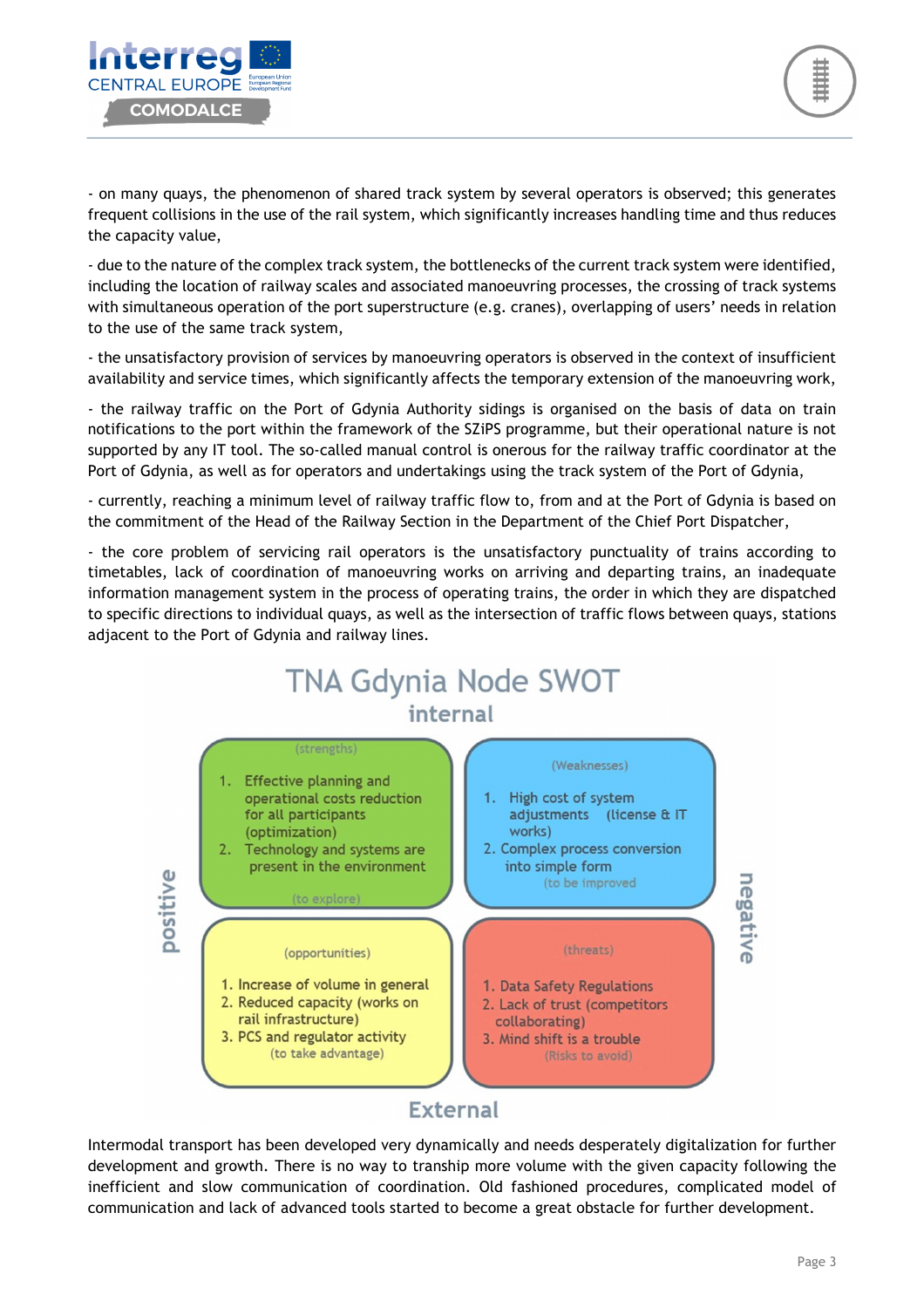- on many quays, the phenomenon of shared track system by several operators is observed; this generates frequent collisions in the use of the rail system, which significantly increases handling time and thus reduces the capacity value,

- due to the nature of the complex track system, the bottlenecks of the current track system were identified, including the location of railway scales and associated manoeuvring processes, the crossing of track systems with simultaneous operation of the port superstructure (e.g. cranes), overlapping of users' needs in relation to the use of the same track system,

- the unsatisfactory provision of services by manoeuvring operators is observed in the context of insufficient availability and service times, which significantly affects the temporary extension of the manoeuvring work,

- the railway traffic on the Port of Gdynia Authority sidings is organised on the basis of data on train notifications to the port within the framework of the SZiPS programme, but their operational nature is not supported by any IT tool. The so-called manual control is onerous for the railway traffic coordinator at the Port of Gdynia, as well as for operators and undertakings using the track system of the Port of Gdynia,

- currently, reaching a minimum level of railway traffic flow to, from and at the Port of Gdynia is based on the commitment of the Head of the Railway Section in the Department of the Chief Port Dispatcher,

- the core problem of servicing rail operators is the unsatisfactory punctuality of trains according to timetables, lack of coordination of manoeuvring works on arriving and departing trains, an inadequate information management system in the process of operating trains, the order in which they are dispatched to specific directions to individual quays, as well as the intersection of traffic flows between quays, stations adjacent to the Port of Gdynia and railway lines.

## TNA Gdynia Node SWOT

| | positive | negative |
|---|---|---|
| **internal** | **(strengths)**<br>1. Effective planning and operational costs reduction for all participants (optimization)<br>2. Technology and systems are present in the environment<br>(to explore) | **(Weaknesses)**<br>1. High cost of system adjustments (license & IT works)<br>2. Complex process conversion into simple form<br>(to be improved) |
| **External** | **(opportunities)**<br>1. Increase of volume in general<br>2. Reduced capacity (works on rail infrastructure)<br>3. PCS and regulator activity<br>(to take advantage) | **(threats)**<br>1. Data Safety Regulations<br>2. Lack of trust (competitors collaborating)<br>3. Mind shift is a trouble<br>(Risks to avoid) |

Intermodal transport has been developed very dynamically and needs desperately digitalization for further development and growth. There is no way to tranship more volume with the given capacity following the inefficient and slow communication of coordination. Old fashioned procedures, complicated model of communication and lack of advanced tools started to become a great obstacle for further development.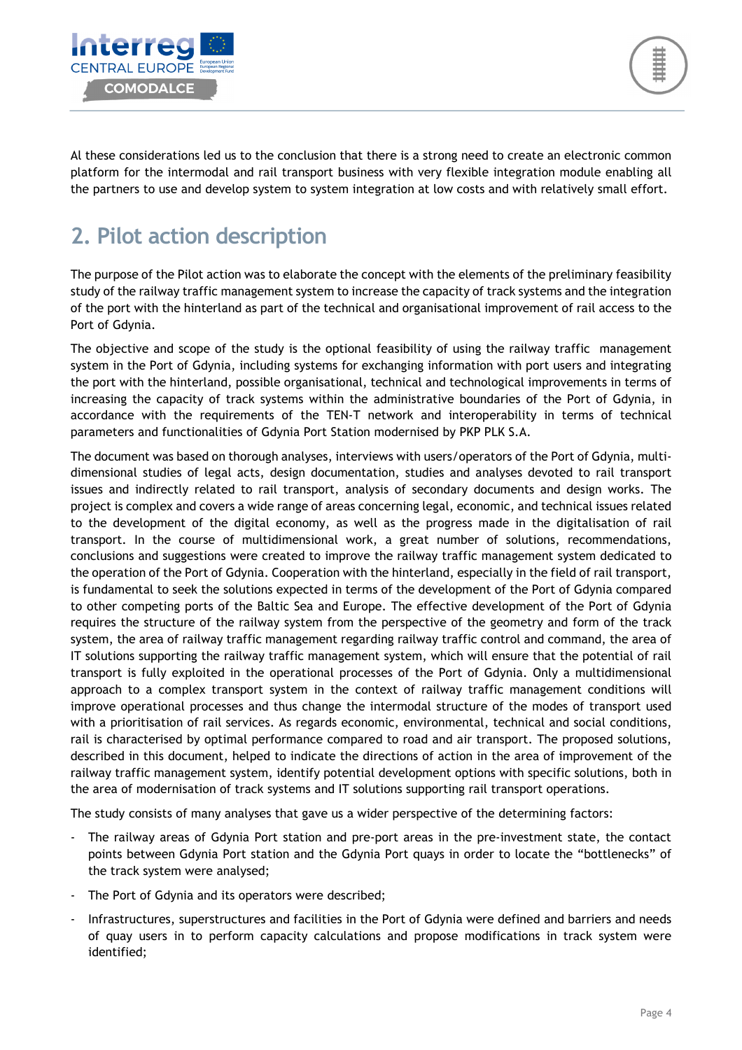Al these considerations led us to the conclusion that there is a strong need to create an electronic common platform for the intermodal and rail transport business with very flexible integration module enabling all the partners to use and develop system to system integration at low costs and with relatively small effort.

## 2. Pilot action description

The purpose of the Pilot action was to elaborate the concept with the elements of the preliminary feasibility study of the railway traffic management system to increase the capacity of track systems and the integration of the port with the hinterland as part of the technical and organisational improvement of rail access to the Port of Gdynia.

The objective and scope of the study is the optional feasibility of using the railway traffic management system in the Port of Gdynia, including systems for exchanging information with port users and integrating the port with the hinterland, possible organisational, technical and technological improvements in terms of increasing the capacity of track systems within the administrative boundaries of the Port of Gdynia, in accordance with the requirements of the TEN-T network and interoperability in terms of technical parameters and functionalities of Gdynia Port Station modernised by PKP PLK S.A.

The document was based on thorough analyses, interviews with users/operators of the Port of Gdynia, multi-dimensional studies of legal acts, design documentation, studies and analyses devoted to rail transport issues and indirectly related to rail transport, analysis of secondary documents and design works. The project is complex and covers a wide range of areas concerning legal, economic, and technical issues related to the development of the digital economy, as well as the progress made in the digitalisation of rail transport. In the course of multidimensional work, a great number of solutions, recommendations, conclusions and suggestions were created to improve the railway traffic management system dedicated to the operation of the Port of Gdynia. Cooperation with the hinterland, especially in the field of rail transport, is fundamental to seek the solutions expected in terms of the development of the Port of Gdynia compared to other competing ports of the Baltic Sea and Europe. The effective development of the Port of Gdynia requires the structure of the railway system from the perspective of the geometry and form of the track system, the area of railway traffic management regarding railway traffic control and command, the area of IT solutions supporting the railway traffic management system, which will ensure that the potential of rail transport is fully exploited in the operational processes of the Port of Gdynia. Only a multidimensional approach to a complex transport system in the context of railway traffic management conditions will improve operational processes and thus change the intermodal structure of the modes of transport used with a prioritisation of rail services. As regards economic, environmental, technical and social conditions, rail is characterised by optimal performance compared to road and air transport. The proposed solutions, described in this document, helped to indicate the directions of action in the area of improvement of the railway traffic management system, identify potential development options with specific solutions, both in the area of modernisation of track systems and IT solutions supporting rail transport operations.

The study consists of many analyses that gave us a wider perspective of the determining factors:

- The railway areas of Gdynia Port station and pre-port areas in the pre-investment state, the contact points between Gdynia Port station and the Gdynia Port quays in order to locate the "bottlenecks" of the track system were analysed;
- The Port of Gdynia and its operators were described;
- Infrastructures, superstructures and facilities in the Port of Gdynia were defined and barriers and needs of quay users in to perform capacity calculations and propose modifications in track system were identified;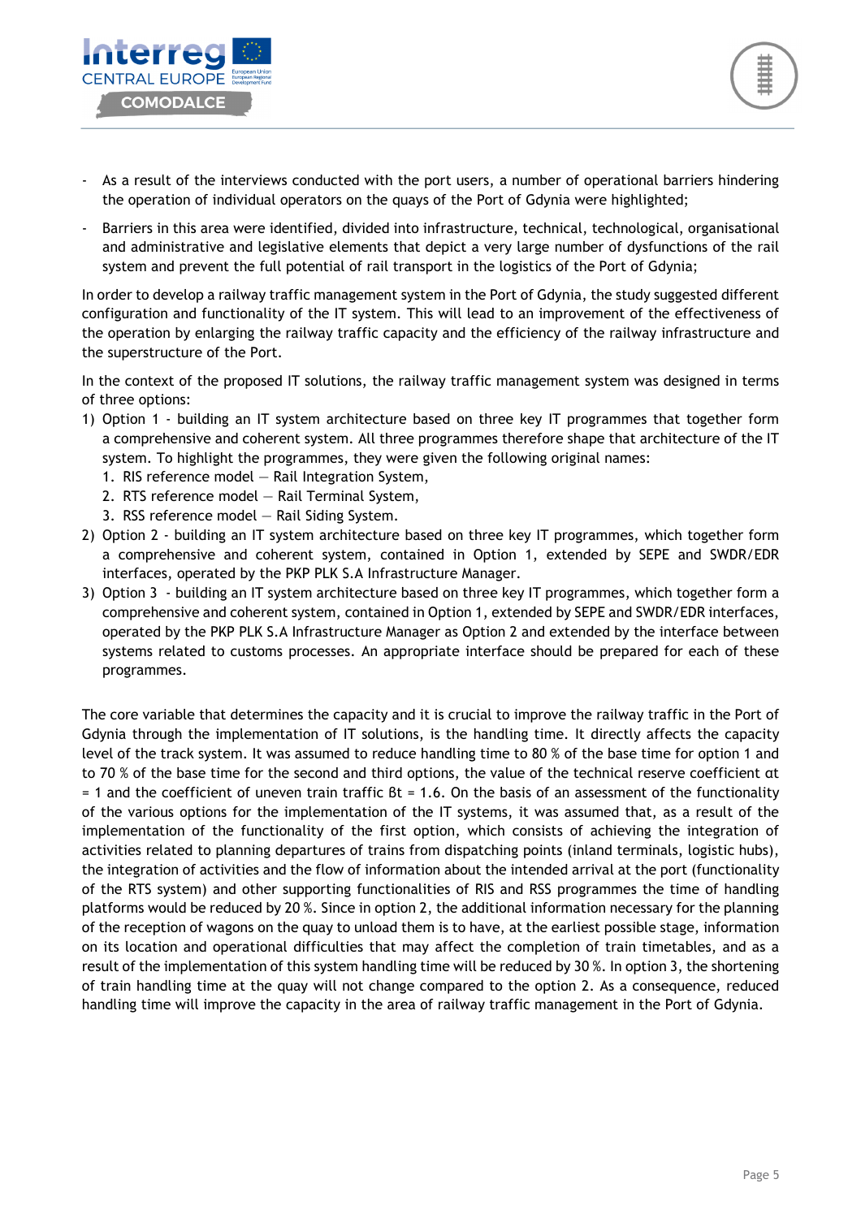- As a result of the interviews conducted with the port users, a number of operational barriers hindering the operation of individual operators on the quays of the Port of Gdynia were highlighted;
- Barriers in this area were identified, divided into infrastructure, technical, technological, organisational and administrative and legislative elements that depict a very large number of dysfunctions of the rail system and prevent the full potential of rail transport in the logistics of the Port of Gdynia;

In order to develop a railway traffic management system in the Port of Gdynia, the study suggested different configuration and functionality of the IT system. This will lead to an improvement of the effectiveness of the operation by enlarging the railway traffic capacity and the efficiency of the railway infrastructure and the superstructure of the Port.

In the context of the proposed IT solutions, the railway traffic management system was designed in terms of three options:

1) Option 1 - building an IT system architecture based on three key IT programmes that together form a comprehensive and coherent system. All three programmes therefore shape that architecture of the IT system. To highlight the programmes, they were given the following original names:
   1. RIS reference model — Rail Integration System,
   2. RTS reference model — Rail Terminal System,
   3. RSS reference model — Rail Siding System.
2) Option 2 - building an IT system architecture based on three key IT programmes, which together form a comprehensive and coherent system, contained in Option 1, extended by SEPE and SWDR/EDR interfaces, operated by the PKP PLK S.A Infrastructure Manager.
3) Option 3 - building an IT system architecture based on three key IT programmes, which together form a comprehensive and coherent system, contained in Option 1, extended by SEPE and SWDR/EDR interfaces, operated by the PKP PLK S.A Infrastructure Manager as Option 2 and extended by the interface between systems related to customs processes. An appropriate interface should be prepared for each of these programmes.

The core variable that determines the capacity and it is crucial to improve the railway traffic in the Port of Gdynia through the implementation of IT solutions, is the handling time. It directly affects the capacity level of the track system. It was assumed to reduce handling time to 80 % of the base time for option 1 and to 70 % of the base time for the second and third options, the value of the technical reserve coefficient $\alpha t = 1$ and the coefficient of uneven train traffic $\beta t = 1.6$. On the basis of an assessment of the functionality of the various options for the implementation of the IT systems, it was assumed that, as a result of the implementation of the functionality of the first option, which consists of achieving the integration of activities related to planning departures of trains from dispatching points (inland terminals, logistic hubs), the integration of activities and the flow of information about the intended arrival at the port (functionality of the RTS system) and other supporting functionalities of RIS and RSS programmes the time of handling platforms would be reduced by 20 %. Since in option 2, the additional information necessary for the planning of the reception of wagons on the quay to unload them is to have, at the earliest possible stage, information on its location and operational difficulties that may affect the completion of train timetables, and as a result of the implementation of this system handling time will be reduced by 30 %. In option 3, the shortening of train handling time at the quay will not change compared to the option 2. As a consequence, reduced handling time will improve the capacity in the area of railway traffic management in the Port of Gdynia.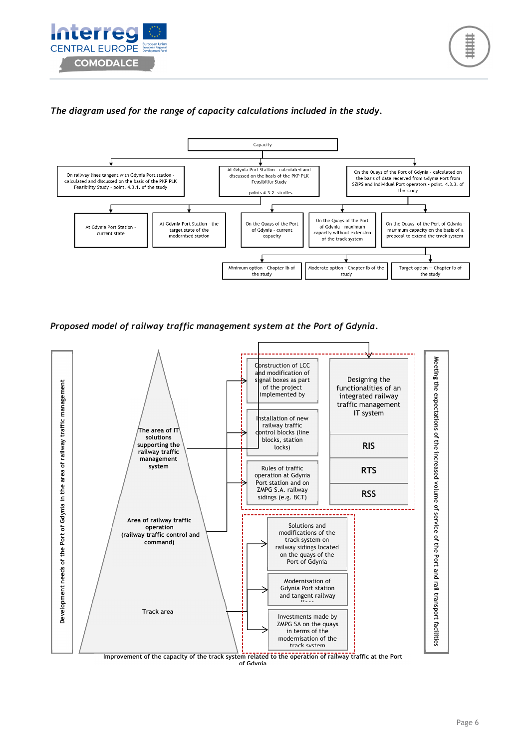*The diagram used for the range of capacity calculations included in the study.*

Capacity

- On railway lines tangent with Gdynia Port station - calculated and discussed on the basis of the PKP PLK Feasibility Study - point. 4.3.1. of the study
- At Gdynia Port Station - calculated and discussed on the basis of the PKP PLK Feasibility Study - points 4.3.2. studies
  - At Gdynia Port Station - current state
  - At Gdynia Port Station - the target state of the modernised station
- On the Quays of the Port of Gdynia - calculated on the basis of data received from Gdynia Port from SZIPS and individual Port operators - point. 4.3.3. of the study
  - On the Quays of the Port of Gdynia - current capacity
  - On the Quays of the Port of Gdynia - maximum capacity without extension of the track system
  - On the Quays of the Port of Gdynia - maximum capacity on the basis of a proposal to extend the track system
    - Minimum option - Chapter Ib of the study
    - Moderate option - Chapter Ib of the study
    - Target option – Chapter Ib of the study

*Proposed model of railway traffic management system at the Port of Gdynia.*

Development needs of the Port of Gdynia in the area of railway traffic management

- The area of IT solutions supporting the railway traffic management system
- Area of railway traffic operation (railway traffic control and command)
- Track area

Construction of LCC and modification of signal boxes as part of the project implemented by

Installation of new railway traffic control blocks (line blocks, station locks)

Rules of traffic operation at Gdynia Port station and on ZMPG S.A. railway sidings (e.g. BCT)

Designing the functionalities of an integrated railway traffic management IT system

- RIS
- RTS
- RSS

Solutions and modifications of the track system on railway sidings located on the quays of the Port of Gdynia

Modernisation of Gdynia Port station and tangent railway lines

Investments made by ZMPG SA on the quays in terms of the modernisation of the track system

Meeting the expectations of the increased volume of service of the Port and rail transport facilities

Improvement of the capacity of the track system related to the operation of railway traffic at the Port of Gdynia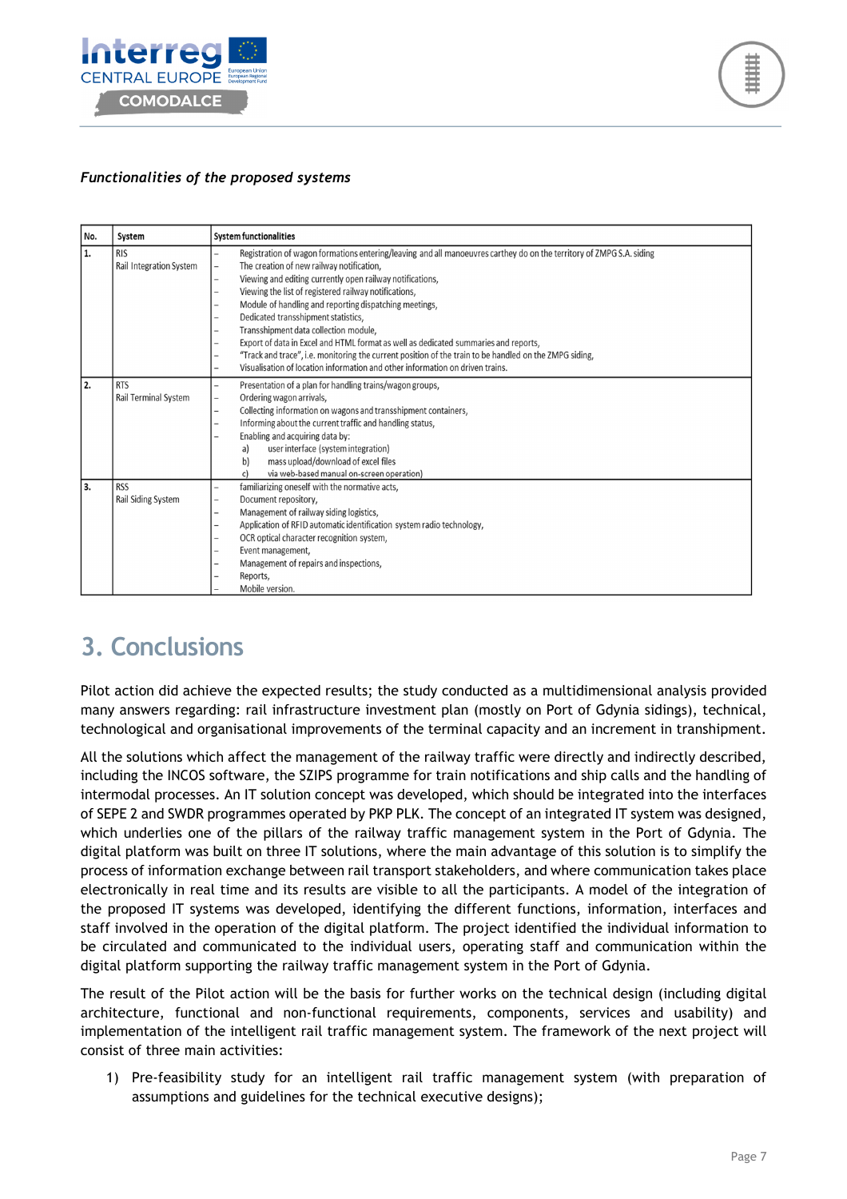*Functionalities of the proposed systems*

| No. | System | System functionalities |
|---|---|---|
| 1. | RIS<br>Rail Integration System | – Registration of wagon formations entering/leaving and all manoeuvres carthey do on the territory of ZMPG S.A. siding<br>– The creation of new railway notification,<br>– Viewing and editing currently open railway notifications,<br>– Viewing the list of registered railway notifications,<br>– Module of handling and reporting dispatching meetings,<br>– Dedicated transshipment statistics,<br>– Transshipment data collection module,<br>– Export of data in Excel and HTML format as well as dedicated summaries and reports,<br>– "Track and trace", i.e. monitoring the current position of the train to be handled on the ZMPG siding,<br>– Visualisation of location information and other information on driven trains. |
| 2. | RTS<br>Rail Terminal System | – Presentation of a plan for handling trains/wagon groups,<br>– Ordering wagon arrivals,<br>– Collecting information on wagons and transshipment containers,<br>– Informing about the current traffic and handling status,<br>– Enabling and acquiring data by:<br>a) user interface (system integration)<br>b) mass upload/download of excel files<br>c) via web-based manual on-screen operation) |
| 3. | RSS<br>Rail Siding System | – familiarizing oneself with the normative acts,<br>– Document repository,<br>– Management of railway siding logistics,<br>– Application of RFID automatic identification system radio technology,<br>– OCR optical character recognition system,<br>– Event management,<br>– Management of repairs and inspections,<br>– Reports,<br>– Mobile version. |

# 3. Conclusions

Pilot action did achieve the expected results; the study conducted as a multidimensional analysis provided many answers regarding: rail infrastructure investment plan (mostly on Port of Gdynia sidings), technical, technological and organisational improvements of the terminal capacity and an increment in transhipment.

All the solutions which affect the management of the railway traffic were directly and indirectly described, including the INCOS software, the SZIPS programme for train notifications and ship calls and the handling of intermodal processes. An IT solution concept was developed, which should be integrated into the interfaces of SEPE 2 and SWDR programmes operated by PKP PLK. The concept of an integrated IT system was designed, which underlies one of the pillars of the railway traffic management system in the Port of Gdynia. The digital platform was built on three IT solutions, where the main advantage of this solution is to simplify the process of information exchange between rail transport stakeholders, and where communication takes place electronically in real time and its results are visible to all the participants. A model of the integration of the proposed IT systems was developed, identifying the different functions, information, interfaces and staff involved in the operation of the digital platform. The project identified the individual information to be circulated and communicated to the individual users, operating staff and communication within the digital platform supporting the railway traffic management system in the Port of Gdynia.

The result of the Pilot action will be the basis for further works on the technical design (including digital architecture, functional and non-functional requirements, components, services and usability) and implementation of the intelligent rail traffic management system. The framework of the next project will consist of three main activities:

1) Pre-feasibility study for an intelligent rail traffic management system (with preparation of assumptions and guidelines for the technical executive designs);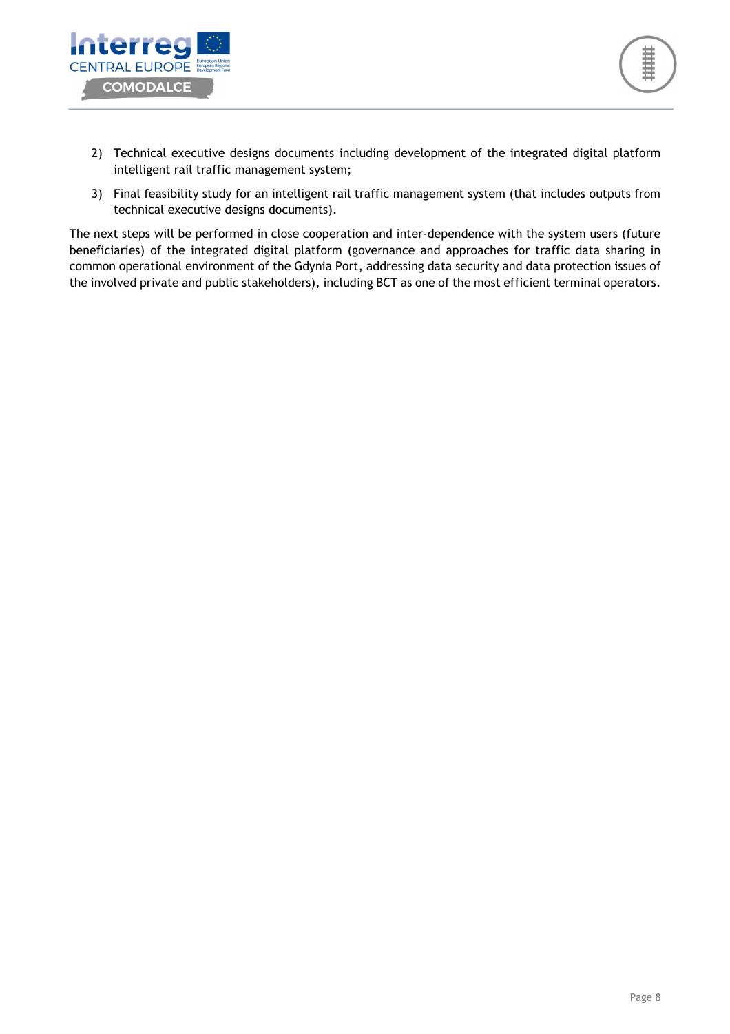2) Technical executive designs documents including development of the integrated digital platform intelligent rail traffic management system;
3) Final feasibility study for an intelligent rail traffic management system (that includes outputs from technical executive designs documents).

The next steps will be performed in close cooperation and inter-dependence with the system users (future beneficiaries) of the integrated digital platform (governance and approaches for traffic data sharing in common operational environment of the Gdynia Port, addressing data security and data protection issues of the involved private and public stakeholders), including BCT as one of the most efficient terminal operators.